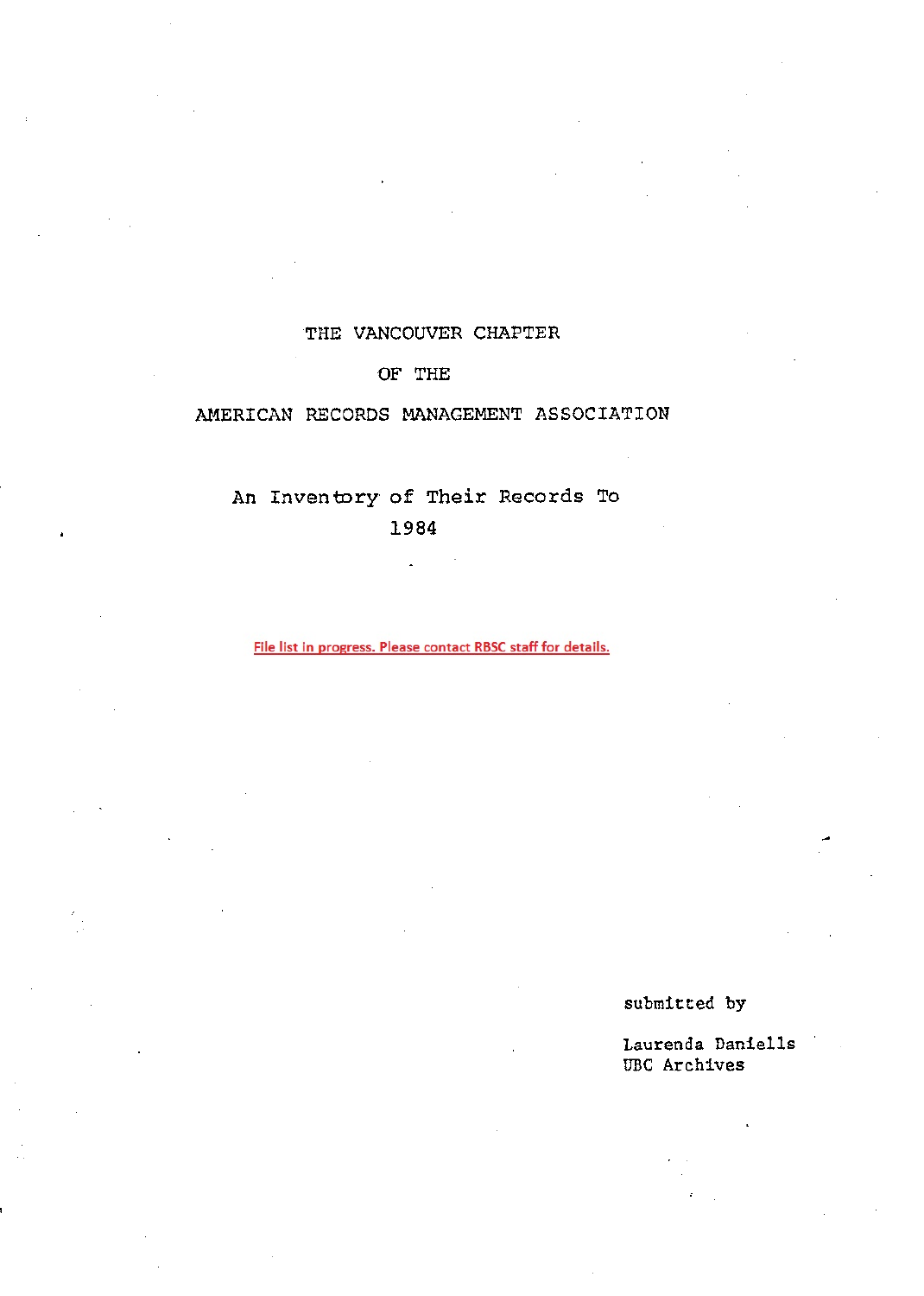# THE VANCOUVER CHAPTER

# OF THE

# AMERICAN RECORDS MANAGEMENT ASSOCIATION

## An Inventory of Their Records To 1984

File list in progress. Please contact RBSC staff for details.

submitted by

Laurenda Daniells
UBC Archives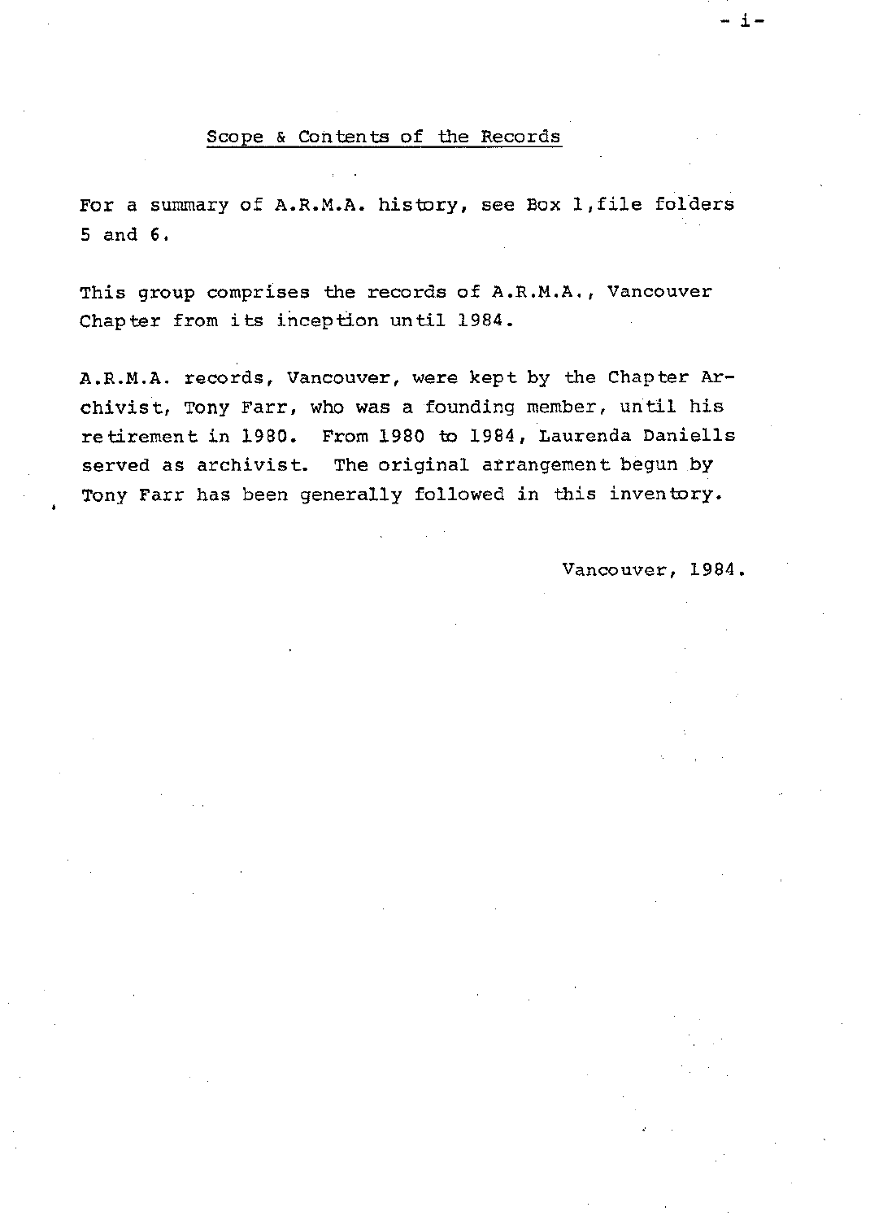## Scope & Contents of the Records

For a summary of A.R.M.A. history, see Box 1,file folders 5 and 6.

This group comprises the records of A.R.M.A., Vancouver Chapter from its inception until 1984.

A.R.M.A. records, Vancouver, were kept by the Chapter Archivist, Tony Farr, who was a founding member, until his retirement in 1980. From 1980 to 1984, Laurenda Daniells served as archivist. The original arrangement begun by Tony Farr has been generally followed in this inventory.

Vancouver, 1984.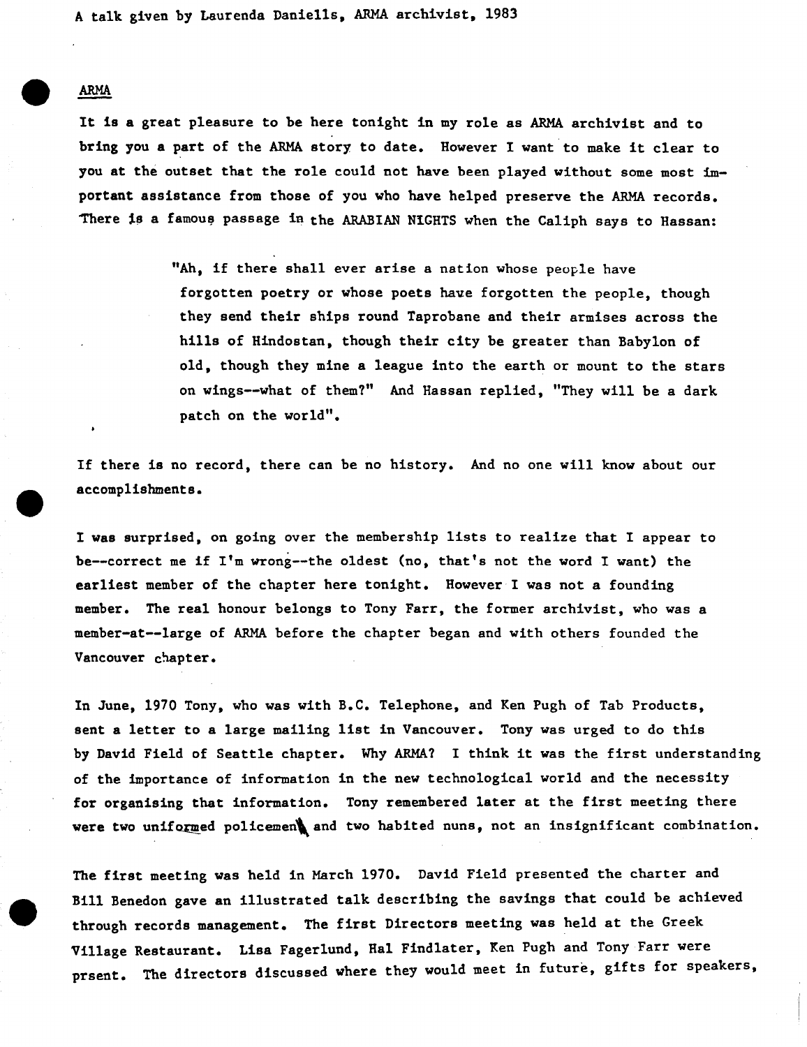A talk given by Laurenda Daniells, ARMA archivist, 1983

## ARMA

It is a great pleasure to be here tonight in my role as ARMA archivist and to bring you a part of the ARMA story to date. However I want to make it clear to you at the outset that the role could not have been played without some most important assistance from those of you who have helped preserve the ARMA records. There is a famous passage in the ARABIAN NIGHTS when the Caliph says to Hassan:

> "Ah, if there shall ever arise a nation whose people have forgotten poetry or whose poets have forgotten the people, though they send their ships round Taprobane and their armises across the hills of Hindostan, though their city be greater than Babylon of old, though they mine a league into the earth or mount to the stars on wings--what of them?" And Hassan replied, "They will be a dark patch on the world".

If there is no record, there can be no history. And no one will know about our accomplishments.

I was surprised, on going over the membership lists to realize that I appear to be--correct me if I'm wrong--the oldest (no, that's not the word I want) the earliest member of the chapter here tonight. However I was not a founding member. The real honour belongs to Tony Farr, the former archivist, who was a member-at--large of ARMA before the chapter began and with others founded the Vancouver chapter.

In June, 1970 Tony, who was with B.C. Telephone, and Ken Pugh of Tab Products, sent a letter to a large mailing list in Vancouver. Tony was urged to do this by David Field of Seattle chapter. Why ARMA? I think it was the first understanding of the importance of information in the new technological world and the necessity for organising that information. Tony remembered later at the first meeting there were two uniformed policemen and two habited nuns, not an insignificant combination.

The first meeting was held in March 1970. David Field presented the charter and Bill Benedon gave an illustrated talk describing the savings that could be achieved through records management. The first Directors meeting was held at the Greek Village Restaurant. Lisa Fagerlund, Hal Findlater, Ken Pugh and Tony Farr were prsent. The directors discussed where they would meet in future, gifts for speakers,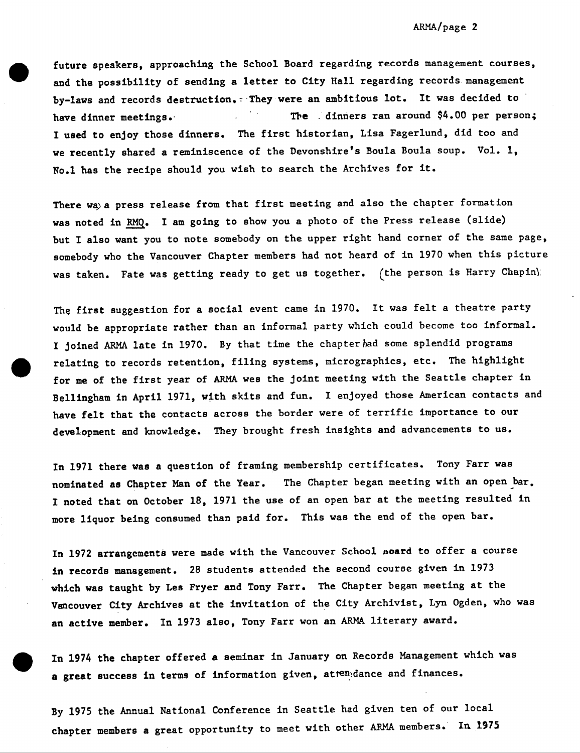future speakers, approaching the School Board regarding records management courses, and the possibility of sending a letter to City Hall regarding records management by-laws and records destruction. They were an ambitious lot. It was decided to have dinner meetings. The dinners ran around $4.00 per person; I used to enjoy those dinners. The first historian, Lisa Fagerlund, did too and we recently shared a reminiscence of the Devonshire's Boula Boula soup. Vol. 1, No.1 has the recipe should you wish to search the Archives for it.

There was a press release from that first meeting and also the chapter formation was noted in RMQ. I am going to show you a photo of the Press release (slide) but I also want you to note somebody on the upper right hand corner of the same page, somebody who the Vancouver Chapter members had not heard of in 1970 when this picture was taken. Fate was getting ready to get us together. (the person is Harry Chapin).

The first suggestion for a social event came in 1970. It was felt a theatre party would be appropriate rather than an informal party which could become too informal. I joined ARMA late in 1970. By that time the chapter had some splendid programs relating to records retention, filing systems, micrographics, etc. The highlight for me of the first year of ARMA was the joint meeting with the Seattle chapter in Bellingham in April 1971, with skits and fun. I enjoyed those American contacts and have felt that the contacts across the border were of terrific importance to our development and knowledge. They brought fresh insights and advancements to us.

In 1971 there was a question of framing membership certificates. Tony Farr was nominated as Chapter Man of the Year. The Chapter began meeting with an open bar. I noted that on October 18, 1971 the use of an open bar at the meeting resulted in more liquor being consumed than paid for. This was the end of the open bar.

In 1972 arrangements were made with the Vancouver School Board to offer a course in records management. 28 students attended the second course given in 1973 which was taught by Les Fryer and Tony Farr. The Chapter began meeting at the Vancouver City Archives at the invitation of the City Archivist, Lyn Ogden, who was an active member. In 1973 also, Tony Farr won an ARMA literary award.

In 1974 the chapter offered a seminar in January on Records Management which was a great success in terms of information given, attendance and finances.

By 1975 the Annual National Conference in Seattle had given ten of our local chapter members a great opportunity to meet with other ARMA members. In 1975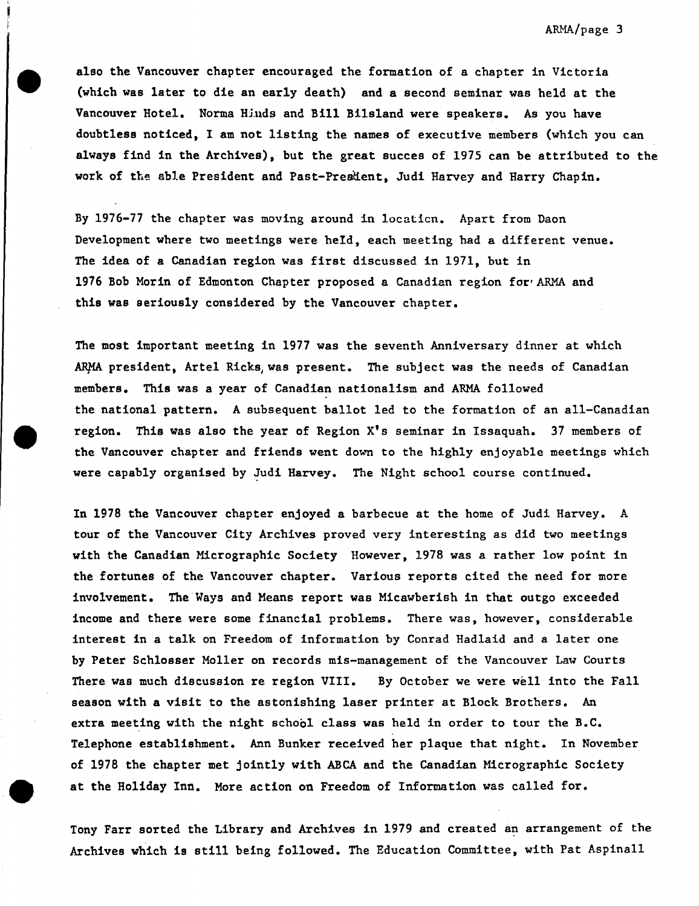also the Vancouver chapter encouraged the formation of a chapter in Victoria (which was later to die an early death) and a second seminar was held at the Vancouver Hotel. Norma Hinds and Bill Bilsland were speakers. As you have doubtless noticed, I am not listing the names of executive members (which you can always find in the Archives), but the great succes of 1975 can be attributed to the work of the able President and Past-President, Judi Harvey and Harry Chapin.

By 1976-77 the chapter was moving around in location. Apart from Daon Development where two meetings were held, each meeting had a different venue. The idea of a Canadian region was first discussed in 1971, but in 1976 Bob Morin of Edmonton Chapter proposed a Canadian region for ARMA and this was seriously considered by the Vancouver chapter.

The most important meeting in 1977 was the seventh Anniversary dinner at which ARMA president, Artel Ricks, was present. The subject was the needs of Canadian members. This was a year of Canadian nationalism and ARMA followed the national pattern. A subsequent ballot led to the formation of an all-Canadian region. This was also the year of Region X's seminar in Issaquah. 37 members of the Vancouver chapter and friends went down to the highly enjoyable meetings which were capably organised by Judi Harvey. The Night school course continued.

In 1978 the Vancouver chapter enjoyed a barbecue at the home of Judi Harvey. A tour of the Vancouver City Archives proved very interesting as did two meetings with the Canadian Micrographic Society However, 1978 was a rather low point in the fortunes of the Vancouver chapter. Various reports cited the need for more involvement. The Ways and Means report was Micawberish in that outgo exceeded income and there were some financial problems. There was, however, considerable interest in a talk on Freedom of information by Conrad Hadlaid and a later one by Peter Schlosser Moller on records mis-management of the Vancouver Law Courts There was much discussion re region VIII. By October we were well into the Fall season with a visit to the astonishing laser printer at Block Brothers. An extra meeting with the night school class was held in order to tour the B.C. Telephone establishment. Ann Bunker received her plaque that night. In November of 1978 the chapter met jointly with ABCA and the Canadian Micrographic Society at the Holiday Inn. More action on Freedom of Information was called for.

Tony Farr sorted the Library and Archives in 1979 and created an arrangement of the Archives which is still being followed. The Education Committee, with Pat Aspinall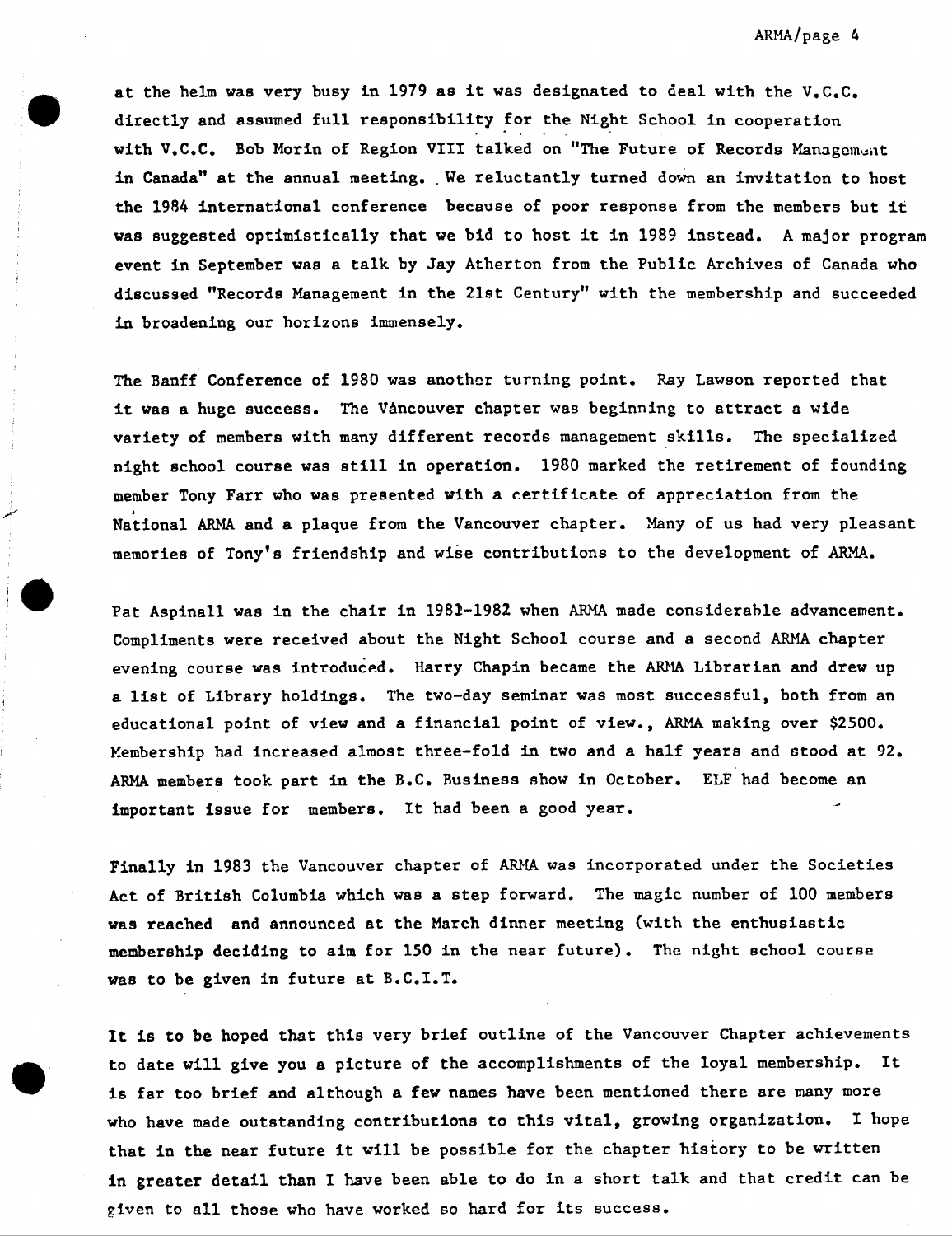at the helm was very busy in 1979 as it was designated to deal with the V.C.C. directly and assumed full responsibility for the Night School in cooperation with V.C.C. Bob Morin of Region VIII talked on "The Future of Records Management in Canada" at the annual meeting. We reluctantly turned down an invitation to host the 1984 international conference because of poor response from the members but it was suggested optimistically that we bid to host it in 1989 instead. A major program event in September was a talk by Jay Atherton from the Public Archives of Canada who discussed "Records Management in the 21st Century" with the membership and succeeded in broadening our horizons immensely.

The Banff Conference of 1980 was another turning point. Ray Lawson reported that it was a huge success. The Vancouver chapter was beginning to attract a wide variety of members with many different records management skills. The specialized night school course was still in operation. 1980 marked the retirement of founding member Tony Farr who was presented with a certificate of appreciation from the National ARMA and a plaque from the Vancouver chapter. Many of us had very pleasant memories of Tony's friendship and wise contributions to the development of ARMA.

Pat Aspinall was in the chair in 1981-1982 when ARMA made considerable advancement. Compliments were received about the Night School course and a second ARMA chapter evening course was introduced. Harry Chapin became the ARMA Librarian and drew up a list of Library holdings. The two-day seminar was most successful, both from an educational point of view and a financial point of view., ARMA making over $2500. Membership had increased almost three-fold in two and a half years and stood at 92. ARMA members took part in the B.C. Business show in October. ELF had become an important issue for members. It had been a good year.

Finally in 1983 the Vancouver chapter of ARMA was incorporated under the Societies Act of British Columbia which was a step forward. The magic number of 100 members was reached and announced at the March dinner meeting (with the enthusiastic membership deciding to aim for 150 in the near future). The night school course was to be given in future at B.C.I.T.

It is to be hoped that this very brief outline of the Vancouver Chapter achievements to date will give you a picture of the accomplishments of the loyal membership. It is far too brief and although a few names have been mentioned there are many more who have made outstanding contributions to this vital, growing organization. I hope that in the near future it will be possible for the chapter history to be written in greater detail than I have been able to do in a short talk and that credit can be given to all those who have worked so hard for its success.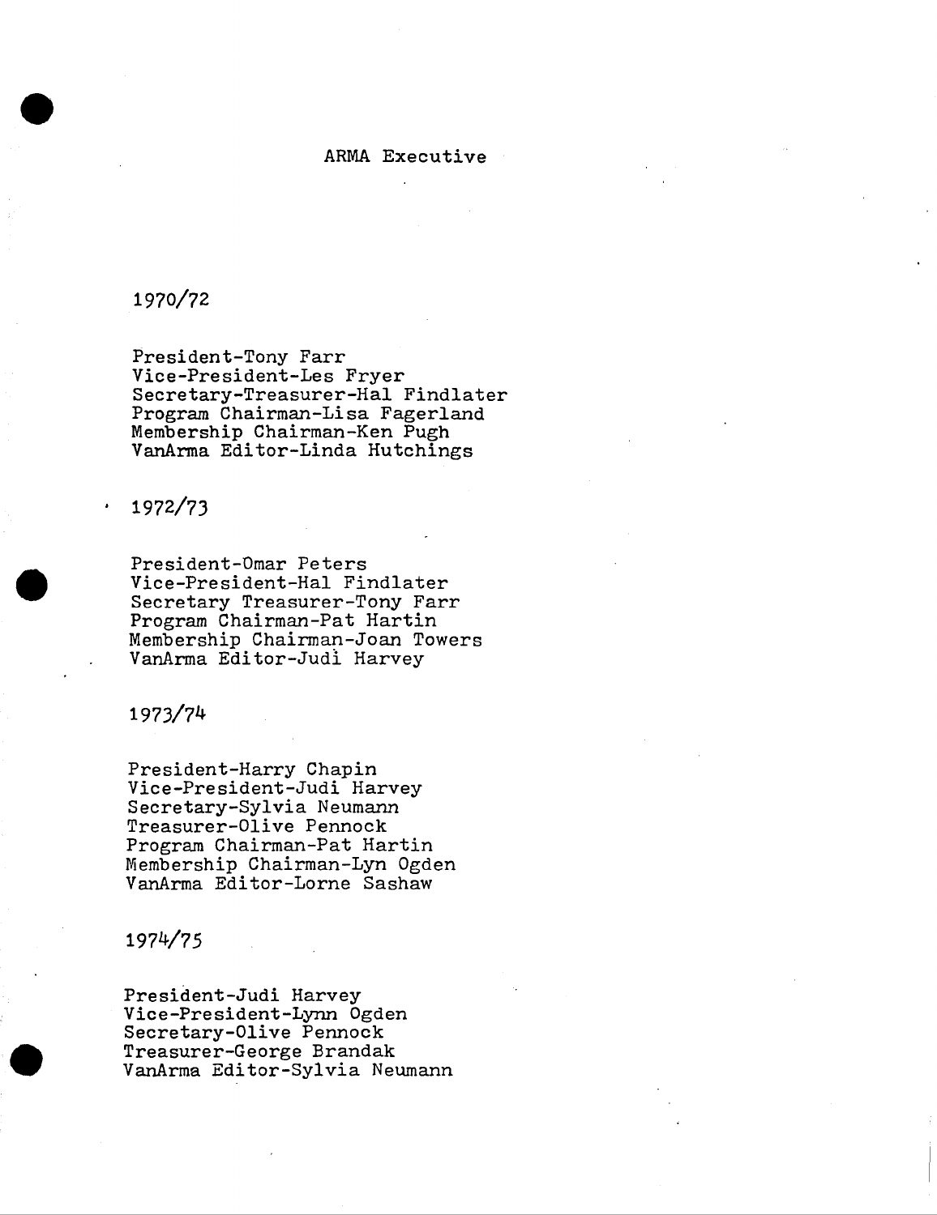# ARMA Executive

## 1970/72

President-Tony Farr
Vice-President-Les Fryer
Secretary-Treasurer-Hal Findlater
Program Chairman-Lisa Fagerland
Membership Chairman-Ken Pugh
VanArma Editor-Linda Hutchings

## 1972/73

President-Omar Peters
Vice-President-Hal Findlater
Secretary Treasurer-Tony Farr
Program Chairman-Pat Hartin
Membership Chairman-Joan Towers
VanArma Editor-Judi Harvey

## 1973/74

President-Harry Chapin
Vice-President-Judi Harvey
Secretary-Sylvia Neumann
Treasurer-Olive Pennock
Program Chairman-Pat Hartin
Membership Chairman-Lyn Ogden
VanArma Editor-Lorne Sashaw

## 1974/75

President-Judi Harvey
Vice-President-Lynn Ogden
Secretary-Olive Pennock
Treasurer-George Brandak
VanArma Editor-Sylvia Neumann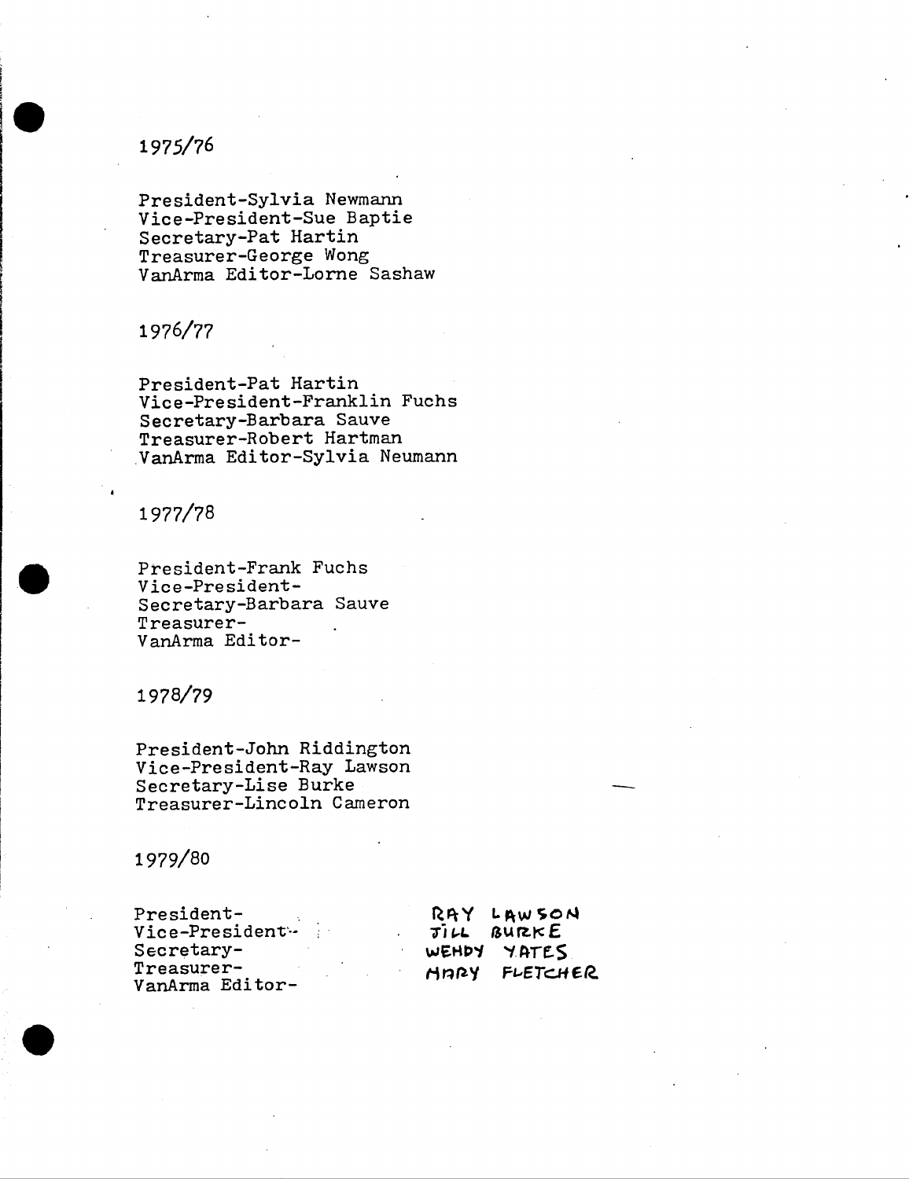1975/76

President-Sylvia Newmann
Vice-President-Sue Baptie
Secretary-Pat Hartin
Treasurer-George Wong
VanArma Editor-Lorne Sashaw

1976/77

President-Pat Hartin
Vice-President-Franklin Fuchs
Secretary-Barbara Sauve
Treasurer-Robert Hartman
VanArma Editor-Sylvia Neumann

1977/78

President-Frank Fuchs
Vice-President-
Secretary-Barbara Sauve
Treasurer-
VanArma Editor-

1978/79

President-John Riddington
Vice-President-Ray Lawson
Secretary-Lise Burke
Treasurer-Lincoln Cameron

1979/80

President- RAY LAWSON
Vice-President- JILL BURKE
Secretary- WENDY YATES
Treasurer- MARY FLETCHER
VanArma Editor-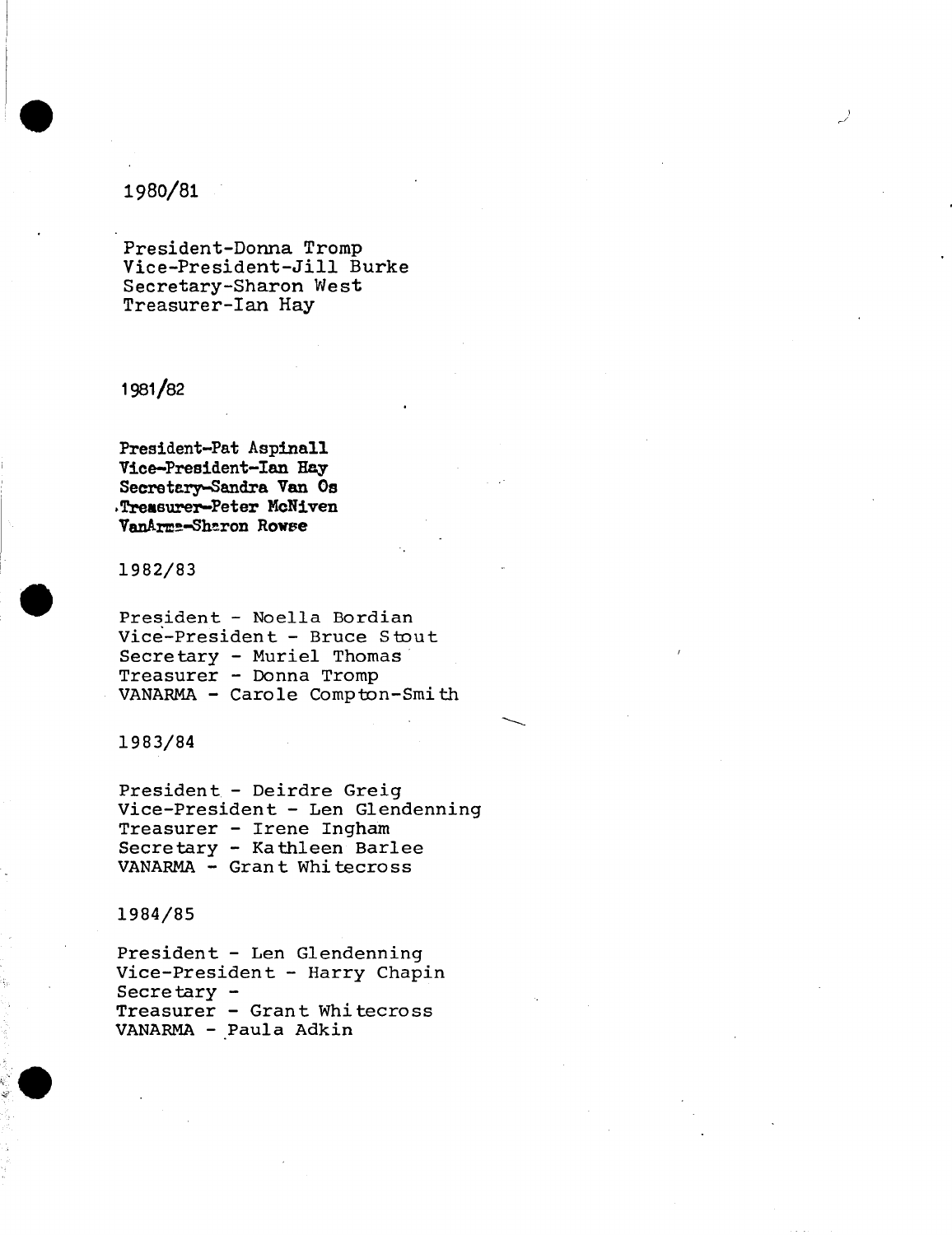1980/81

President-Donna Tromp
Vice-President-Jill Burke
Secretary-Sharon West
Treasurer-Ian Hay

1981/82

**President-Pat Aspinall**
**Vice-President-Ian Hay**
**Secretary-Sandra Van Os**
**Treasurer-Peter McNiven**
**VanArma-Sharon Rowse**

1982/83

President - Noella Bordian
Vice-President - Bruce Stout
Secretary - Muriel Thomas
Treasurer - Donna Tromp
VANARMA - Carole Compton-Smith

1983/84

President - Deirdre Greig
Vice-President - Len Glendenning
Treasurer - Irene Ingham
Secretary - Kathleen Barlee
VANARMA - Grant Whitecross

1984/85

President - Len Glendenning
Vice-President - Harry Chapin
Secretary -
Treasurer - Grant Whitecross
VANARMA - Paula Adkin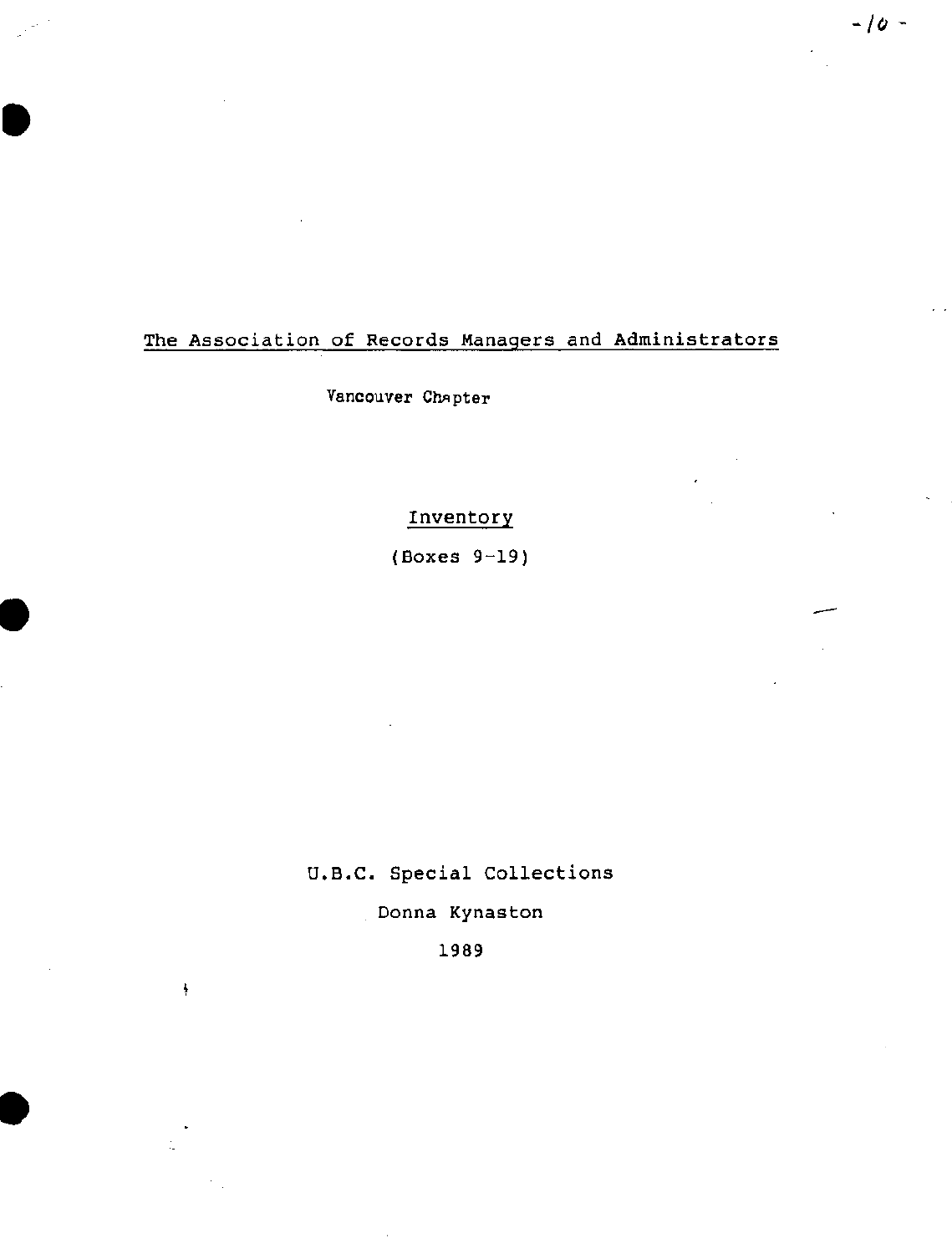# The Association of Records Managers and Administrators

Vancouver Chapter

## Inventory

(Boxes 9-19)

U.B.C. Special Collections

Donna Kynaston

1989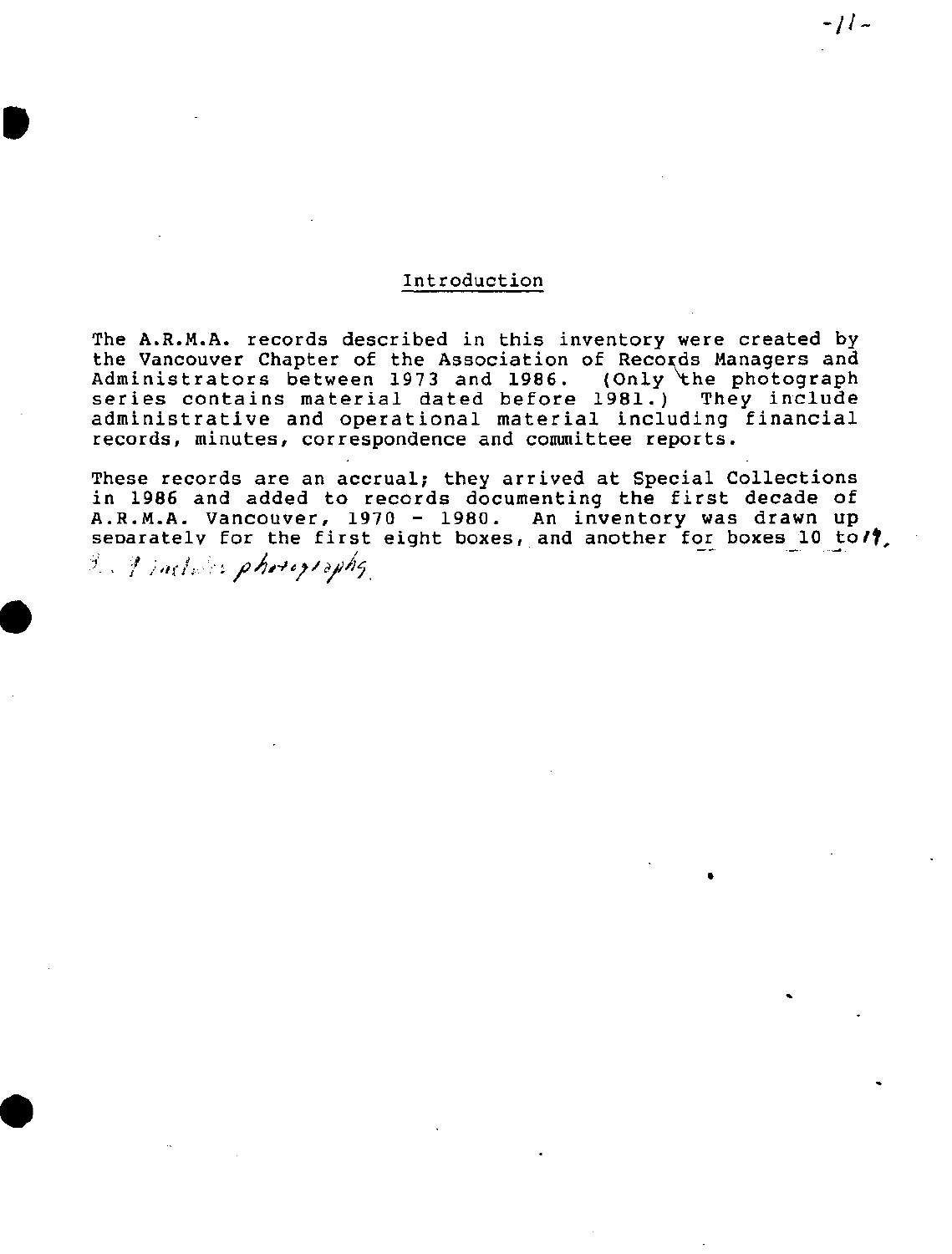# Introduction

The A.R.M.A. records described in this inventory were created by the Vancouver Chapter of the Association of Records Managers and Administrators between 1973 and 1986. (Only the photograph series contains material dated before 1981.) They include administrative and operational material including financial records, minutes, correspondence and committee reports.

These records are an accrual; they arrived at Special Collections in 1986 and added to records documenting the first decade of A.R.M.A. Vancouver, 1970 - 1980. An inventory was drawn up separately for the first eight boxes, and another for boxes 10 to 19. 9 - 19 includes photographs.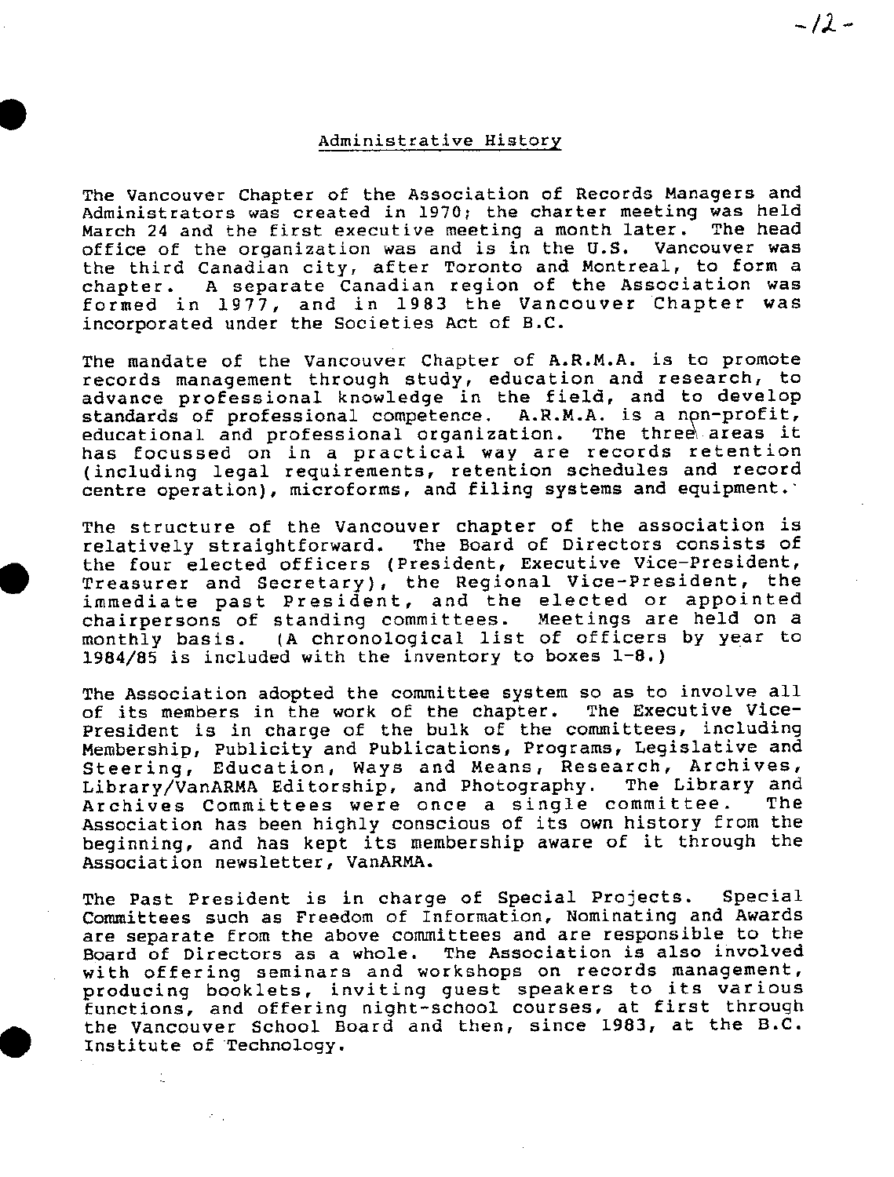## Administrative History

The Vancouver Chapter of the Association of Records Managers and Administrators was created in 1970; the charter meeting was held March 24 and the first executive meeting a month later. The head office of the organization was and is in the U.S. Vancouver was the third Canadian city, after Toronto and Montreal, to form a chapter. A separate Canadian region of the Association was formed in 1977, and in 1983 the Vancouver Chapter was incorporated under the Societies Act of B.C.

The mandate of the Vancouver Chapter of A.R.M.A. is to promote records management through study, education and research, to advance professional knowledge in the field, and to develop standards of professional competence. A.R.M.A. is a non-profit, educational and professional organization. The three areas it has focussed on in a practical way are records retention (including legal requirements, retention schedules and record centre operation), microforms, and filing systems and equipment.

The structure of the Vancouver chapter of the association is relatively straightforward. The Board of Directors consists of the four elected officers (President, Executive Vice-President, Treasurer and Secretary), the Regional Vice-President, the immediate past President, and the elected or appointed chairpersons of standing committees. Meetings are held on a monthly basis. (A chronological list of officers by year to 1984/85 is included with the inventory to boxes 1-8.)

The Association adopted the committee system so as to involve all of its members in the work of the chapter. The Executive Vice-President is in charge of the bulk of the committees, including Membership, Publicity and Publications, Programs, Legislative and Steering, Education, Ways and Means, Research, Archives, Library/VanARMA Editorship, and Photography. The Library and Archives Committees were once a single committee. The Association has been highly conscious of its own history from the beginning, and has kept its membership aware of it through the Association newsletter, VanARMA.

The Past President is in charge of Special Projects. Special Committees such as Freedom of Information, Nominating and Awards are separate from the above committees and are responsible to the Board of Directors as a whole. The Association is also involved with offering seminars and workshops on records management, producing booklets, inviting guest speakers to its various functions, and offering night-school courses, at first through the Vancouver School Board and then, since 1983, at the B.C. Institute of Technology.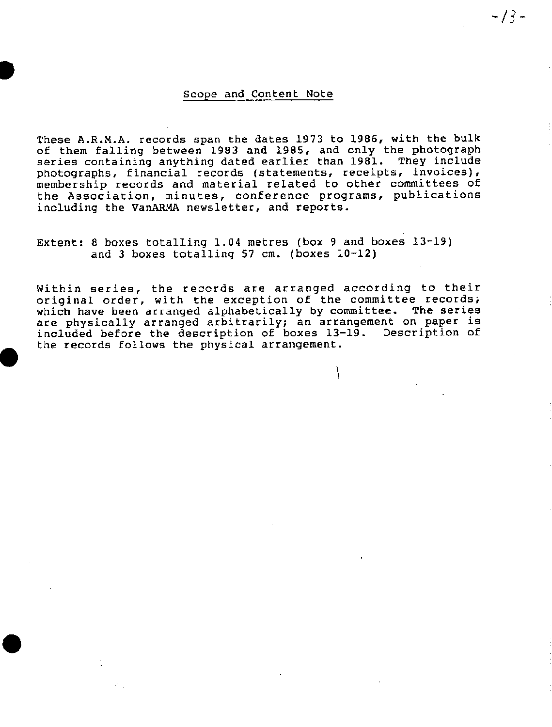## Scope and Content Note

These A.R.M.A. records span the dates 1973 to 1986, with the bulk of them falling between 1983 and 1985, and only the photograph series containing anything dated earlier than 1981. They include photographs, financial records (statements, receipts, invoices), membership records and material related to other committees of the Association, minutes, conference programs, publications including the VanARMA newsletter, and reports.

Extent: 8 boxes totalling 1.04 metres (box 9 and boxes 13-19)
and 3 boxes totalling 57 cm. (boxes 10-12)

Within series, the records are arranged according to their original order, with the exception of the committee records, which have been arranged alphabetically by committee. The series are physically arranged arbitrarily; an arrangement on paper is included before the description of boxes 13-19. Description of the records follows the physical arrangement.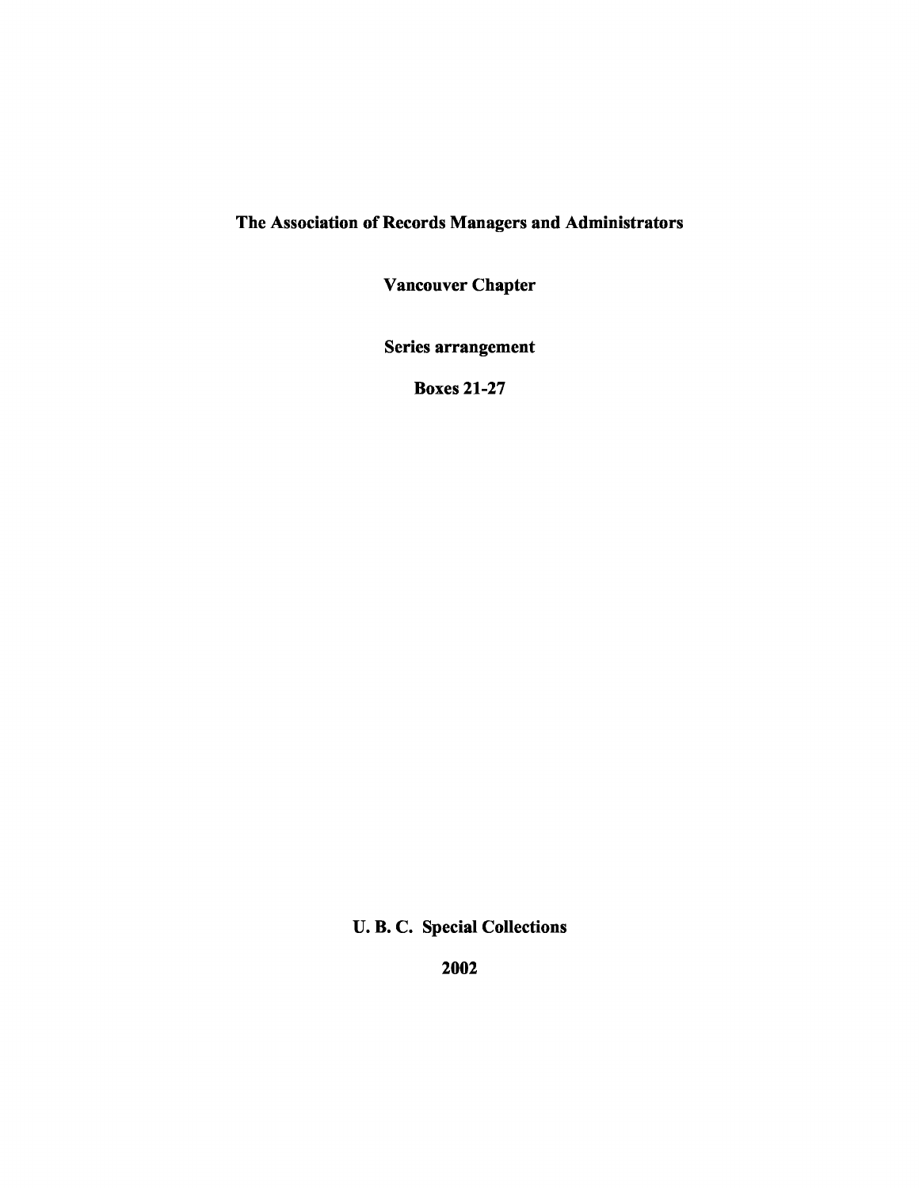# The Association of Records Managers and Administrators

## Vancouver Chapter

## Series arrangement

## Boxes 21-27

**U. B. C. Special Collections**

**2002**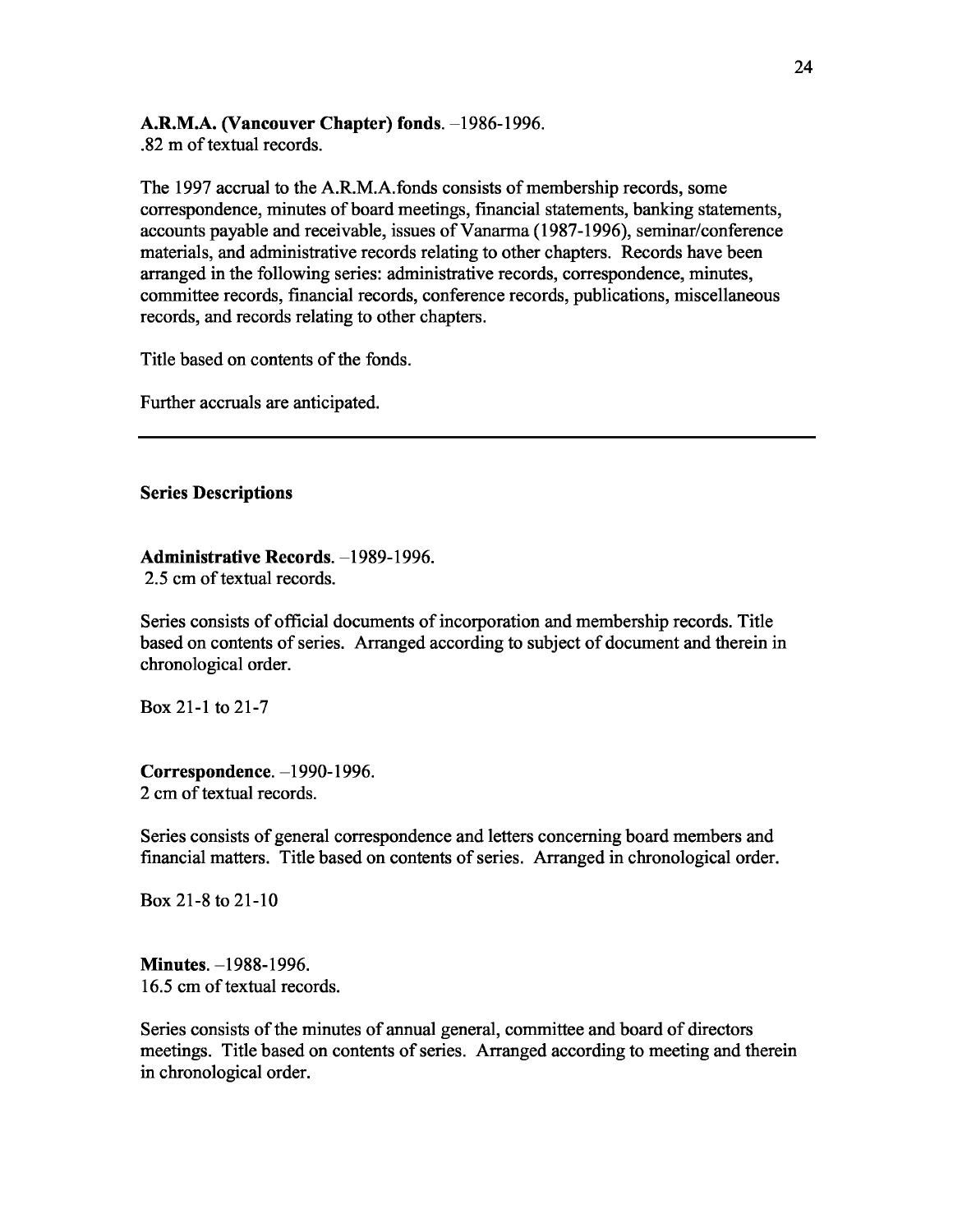**A.R.M.A. (Vancouver Chapter) fonds**. –1986-1996.
.82 m of textual records.

The 1997 accrual to the A.R.M.A.fonds consists of membership records, some correspondence, minutes of board meetings, financial statements, banking statements, accounts payable and receivable, issues of Vanarma (1987-1996), seminar/conference materials, and administrative records relating to other chapters. Records have been arranged in the following series: administrative records, correspondence, minutes, committee records, financial records, conference records, publications, miscellaneous records, and records relating to other chapters.

Title based on contents of the fonds.

Further accruals are anticipated.

---

**Series Descriptions**

**Administrative Records**. –1989-1996.
2.5 cm of textual records.

Series consists of official documents of incorporation and membership records. Title based on contents of series. Arranged according to subject of document and therein in chronological order.

Box 21-1 to 21-7

**Correspondence**. –1990-1996.
2 cm of textual records.

Series consists of general correspondence and letters concerning board members and financial matters. Title based on contents of series. Arranged in chronological order.

Box 21-8 to 21-10

**Minutes**. –1988-1996.
16.5 cm of textual records.

Series consists of the minutes of annual general, committee and board of directors meetings. Title based on contents of series. Arranged according to meeting and therein in chronological order.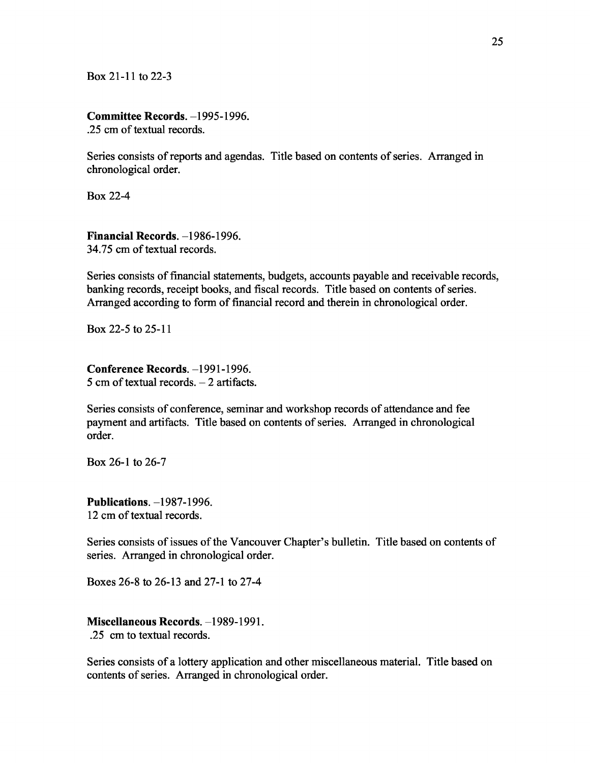Box 21-11 to 22-3

**Committee Records**. –1995-1996.
.25 cm of textual records.

Series consists of reports and agendas. Title based on contents of series. Arranged in chronological order.

Box 22-4

**Financial Records**. –1986-1996.
34.75 cm of textual records.

Series consists of financial statements, budgets, accounts payable and receivable records, banking records, receipt books, and fiscal records. Title based on contents of series. Arranged according to form of financial record and therein in chronological order.

Box 22-5 to 25-11

**Conference Records**. –1991-1996.
5 cm of textual records. – 2 artifacts.

Series consists of conference, seminar and workshop records of attendance and fee payment and artifacts. Title based on contents of series. Arranged in chronological order.

Box 26-1 to 26-7

**Publications**. –1987-1996.
12 cm of textual records.

Series consists of issues of the Vancouver Chapter's bulletin. Title based on contents of series. Arranged in chronological order.

Boxes 26-8 to 26-13 and 27-1 to 27-4

**Miscellaneous Records**. –1989-1991.
.25 cm to textual records.

Series consists of a lottery application and other miscellaneous material. Title based on contents of series. Arranged in chronological order.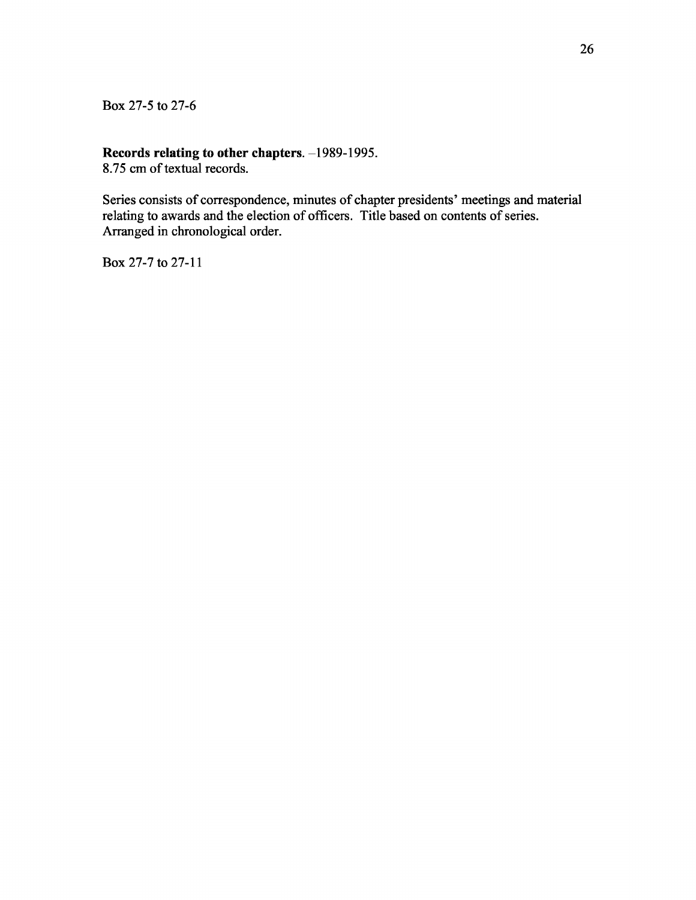Box 27-5 to 27-6

**Records relating to other chapters**. –1989-1995.
8.75 cm of textual records.

Series consists of correspondence, minutes of chapter presidents' meetings and material relating to awards and the election of officers. Title based on contents of series. Arranged in chronological order.

Box 27-7 to 27-11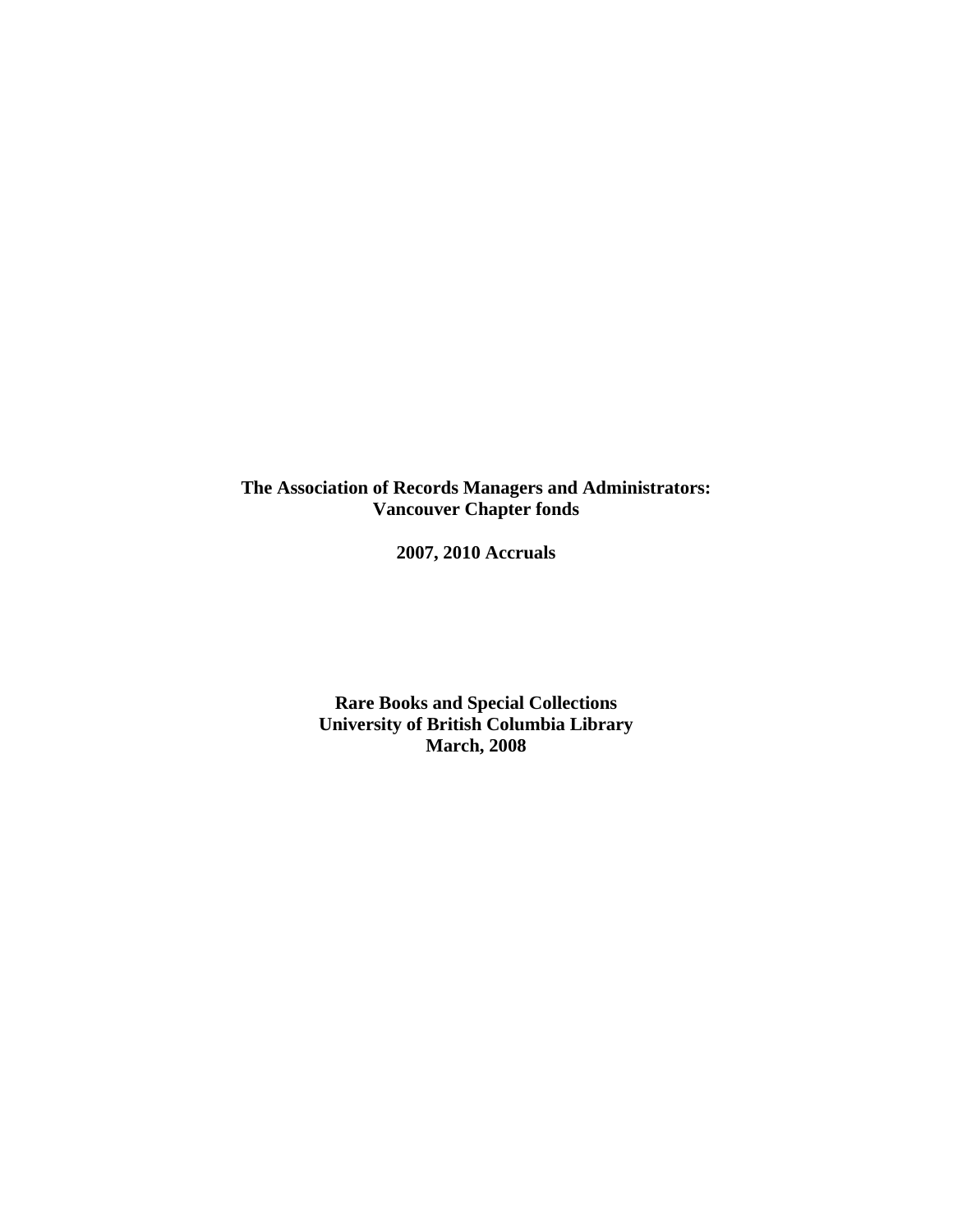**The Association of Records Managers and Administrators: Vancouver Chapter fonds**

**2007, 2010 Accruals**

**Rare Books and Special Collections**
**University of British Columbia Library**
**March, 2008**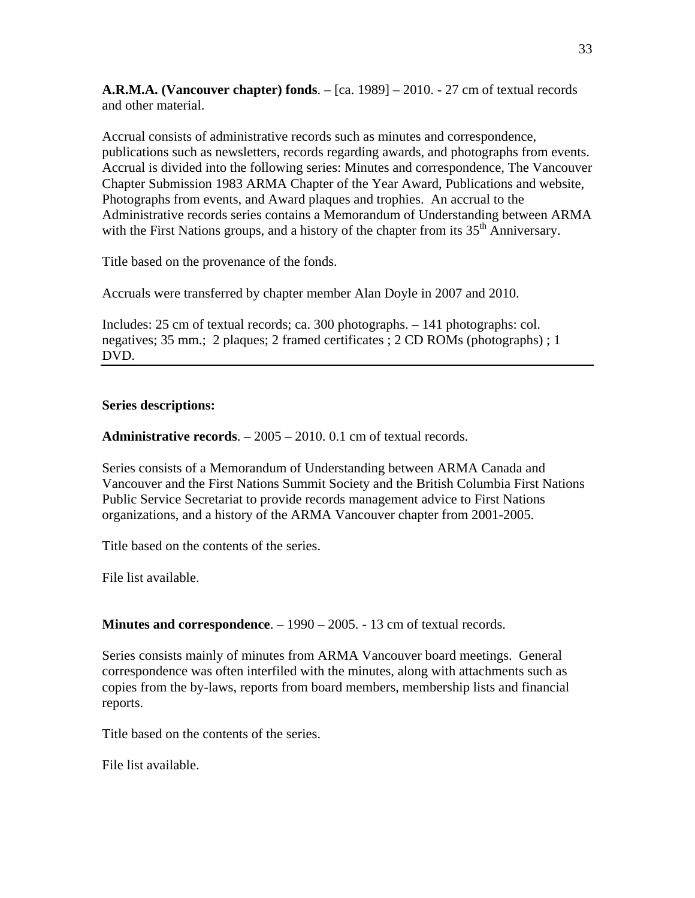**A.R.M.A. (Vancouver chapter) fonds**. – [ca. 1989] – 2010. - 27 cm of textual records and other material.

Accrual consists of administrative records such as minutes and correspondence, publications such as newsletters, records regarding awards, and photographs from events. Accrual is divided into the following series: Minutes and correspondence, The Vancouver Chapter Submission 1983 ARMA Chapter of the Year Award, Publications and website, Photographs from events, and Award plaques and trophies. An accrual to the Administrative records series contains a Memorandum of Understanding between ARMA with the First Nations groups, and a history of the chapter from its 35th Anniversary.

Title based on the provenance of the fonds.

Accruals were transferred by chapter member Alan Doyle in 2007 and 2010.

Includes: 25 cm of textual records; ca. 300 photographs. – 141 photographs: col. negatives; 35 mm.; 2 plaques; 2 framed certificates ; 2 CD ROMs (photographs) ; 1 DVD.

---

**Series descriptions:**

**Administrative records**. – 2005 – 2010. 0.1 cm of textual records.

Series consists of a Memorandum of Understanding between ARMA Canada and Vancouver and the First Nations Summit Society and the British Columbia First Nations Public Service Secretariat to provide records management advice to First Nations organizations, and a history of the ARMA Vancouver chapter from 2001-2005.

Title based on the contents of the series.

File list available.

**Minutes and correspondence**. – 1990 – 2005. - 13 cm of textual records.

Series consists mainly of minutes from ARMA Vancouver board meetings. General correspondence was often interfiled with the minutes, along with attachments such as copies from the by-laws, reports from board members, membership lists and financial reports.

Title based on the contents of the series.

File list available.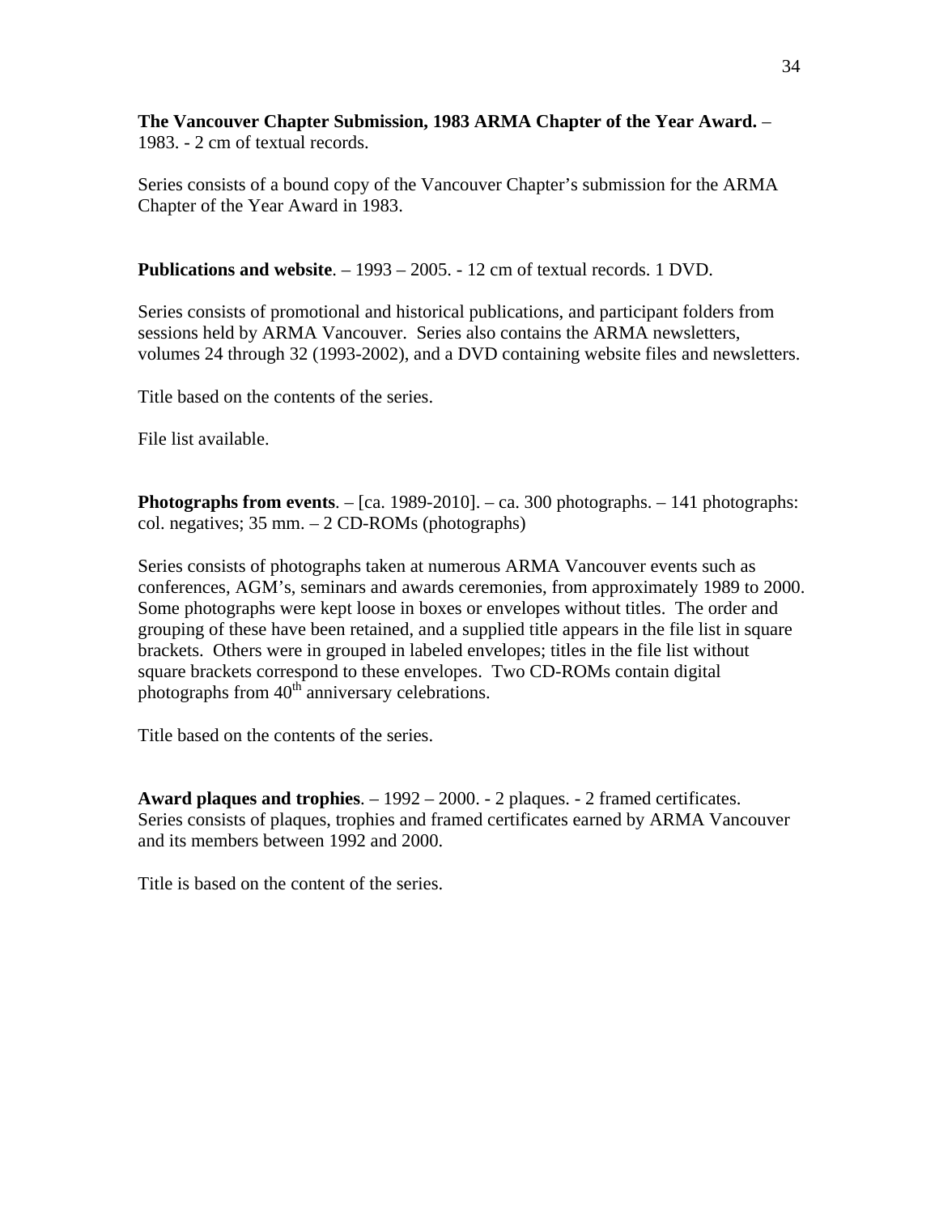**The Vancouver Chapter Submission, 1983 ARMA Chapter of the Year Award.** – 1983. - 2 cm of textual records.

Series consists of a bound copy of the Vancouver Chapter's submission for the ARMA Chapter of the Year Award in 1983.

**Publications and website**. – 1993 – 2005. - 12 cm of textual records. 1 DVD.

Series consists of promotional and historical publications, and participant folders from sessions held by ARMA Vancouver. Series also contains the ARMA newsletters, volumes 24 through 32 (1993-2002), and a DVD containing website files and newsletters.

Title based on the contents of the series.

File list available.

**Photographs from events**. – [ca. 1989-2010]. – ca. 300 photographs. – 141 photographs: col. negatives; 35 mm. – 2 CD-ROMs (photographs)

Series consists of photographs taken at numerous ARMA Vancouver events such as conferences, AGM's, seminars and awards ceremonies, from approximately 1989 to 2000. Some photographs were kept loose in boxes or envelopes without titles. The order and grouping of these have been retained, and a supplied title appears in the file list in square brackets. Others were in grouped in labeled envelopes; titles in the file list without square brackets correspond to these envelopes. Two CD-ROMs contain digital photographs from 40th anniversary celebrations.

Title based on the contents of the series.

**Award plaques and trophies**. – 1992 – 2000. - 2 plaques. - 2 framed certificates.
Series consists of plaques, trophies and framed certificates earned by ARMA Vancouver and its members between 1992 and 2000.

Title is based on the content of the series.